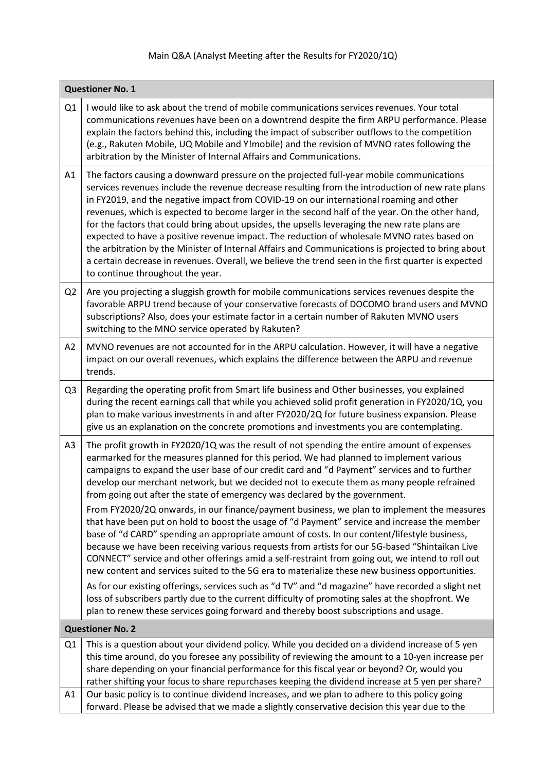Main Q&A (Analyst Meeting after the Results for FY2020/1Q)

| **Questioner No. 1** | |
|---|---|
| Q1 | I would like to ask about the trend of mobile communications services revenues. Your total communications revenues have been on a downtrend despite the firm ARPU performance. Please explain the factors behind this, including the impact of subscriber outflows to the competition (e.g., Rakuten Mobile, UQ Mobile and Y!mobile) and the revision of MVNO rates following the arbitration by the Minister of Internal Affairs and Communications. |
| A1 | The factors causing a downward pressure on the projected full-year mobile communications services revenues include the revenue decrease resulting from the introduction of new rate plans in FY2019, and the negative impact from COVID-19 on our international roaming and other revenues, which is expected to become larger in the second half of the year. On the other hand, for the factors that could bring about upsides, the upsells leveraging the new rate plans are expected to have a positive revenue impact. The reduction of wholesale MVNO rates based on the arbitration by the Minister of Internal Affairs and Communications is projected to bring about a certain decrease in revenues. Overall, we believe the trend seen in the first quarter is expected to continue throughout the year. |
| Q2 | Are you projecting a sluggish growth for mobile communications services revenues despite the favorable ARPU trend because of your conservative forecasts of DOCOMO brand users and MVNO subscriptions? Also, does your estimate factor in a certain number of Rakuten MVNO users switching to the MNO service operated by Rakuten? |
| A2 | MVNO revenues are not accounted for in the ARPU calculation. However, it will have a negative impact on our overall revenues, which explains the difference between the ARPU and revenue trends. |
| Q3 | Regarding the operating profit from Smart life business and Other businesses, you explained during the recent earnings call that while you achieved solid profit generation in FY2020/1Q, you plan to make various investments in and after FY2020/2Q for future business expansion. Please give us an explanation on the concrete promotions and investments you are contemplating. |
| A3 | The profit growth in FY2020/1Q was the result of not spending the entire amount of expenses earmarked for the measures planned for this period. We had planned to implement various campaigns to expand the user base of our credit card and "d Payment" services and to further develop our merchant network, but we decided not to execute them as many people refrained from going out after the state of emergency was declared by the government.<br><br>From FY2020/2Q onwards, in our finance/payment business, we plan to implement the measures that have been put on hold to boost the usage of "d Payment" service and increase the member base of "d CARD" spending an appropriate amount of costs. In our content/lifestyle business, because we have been receiving various requests from artists for our 5G-based "Shintaikan Live CONNECT" service and other offerings amid a self-restraint from going out, we intend to roll out new content and services suited to the 5G era to materialize these new business opportunities.<br><br>As for our existing offerings, services such as "d TV" and "d magazine" have recorded a slight net loss of subscribers partly due to the current difficulty of promoting sales at the shopfront. We plan to renew these services going forward and thereby boost subscriptions and usage. |
| **Questioner No. 2** | |
| Q1 | This is a question about your dividend policy. While you decided on a dividend increase of 5 yen this time around, do you foresee any possibility of reviewing the amount to a 10-yen increase per share depending on your financial performance for this fiscal year or beyond? Or, would you rather shifting your focus to share repurchases keeping the dividend increase at 5 yen per share? |
| A1 | Our basic policy is to continue dividend increases, and we plan to adhere to this policy going forward. Please be advised that we made a slightly conservative decision this year due to the |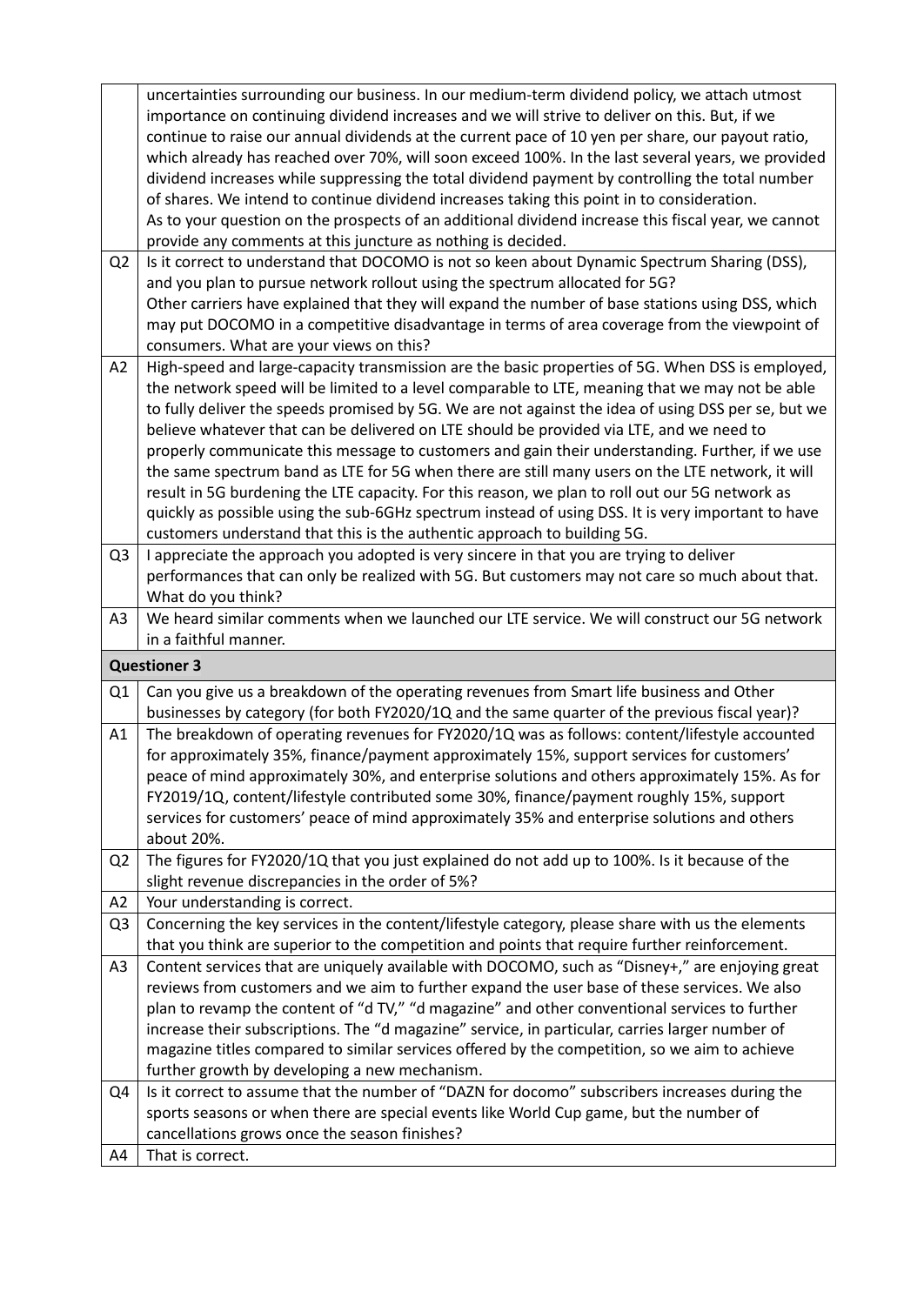| | |
|---|---|
| | uncertainties surrounding our business. In our medium-term dividend policy, we attach utmost importance on continuing dividend increases and we will strive to deliver on this. But, if we continue to raise our annual dividends at the current pace of 10 yen per share, our payout ratio, which already has reached over 70%, will soon exceed 100%. In the last several years, we provided dividend increases while suppressing the total dividend payment by controlling the total number of shares. We intend to continue dividend increases taking this point in to consideration.<br>As to your question on the prospects of an additional dividend increase this fiscal year, we cannot provide any comments at this juncture as nothing is decided. |
| Q2 | Is it correct to understand that DOCOMO is not so keen about Dynamic Spectrum Sharing (DSS), and you plan to pursue network rollout using the spectrum allocated for 5G?<br>Other carriers have explained that they will expand the number of base stations using DSS, which may put DOCOMO in a competitive disadvantage in terms of area coverage from the viewpoint of consumers. What are your views on this? |
| A2 | High-speed and large-capacity transmission are the basic properties of 5G. When DSS is employed, the network speed will be limited to a level comparable to LTE, meaning that we may not be able to fully deliver the speeds promised by 5G. We are not against the idea of using DSS per se, but we believe whatever that can be delivered on LTE should be provided via LTE, and we need to properly communicate this message to customers and gain their understanding. Further, if we use the same spectrum band as LTE for 5G when there are still many users on the LTE network, it will result in 5G burdening the LTE capacity. For this reason, we plan to roll out our 5G network as quickly as possible using the sub-6GHz spectrum instead of using DSS. It is very important to have customers understand that this is the authentic approach to building 5G. |
| Q3 | I appreciate the approach you adopted is very sincere in that you are trying to deliver performances that can only be realized with 5G. But customers may not care so much about that. What do you think? |
| A3 | We heard similar comments when we launched our LTE service. We will construct our 5G network in a faithful manner. |
| **Questioner 3** | |
| Q1 | Can you give us a breakdown of the operating revenues from Smart life business and Other businesses by category (for both FY2020/1Q and the same quarter of the previous fiscal year)? |
| A1 | The breakdown of operating revenues for FY2020/1Q was as follows: content/lifestyle accounted for approximately 35%, finance/payment approximately 15%, support services for customers' peace of mind approximately 30%, and enterprise solutions and others approximately 15%. As for FY2019/1Q, content/lifestyle contributed some 30%, finance/payment roughly 15%, support services for customers' peace of mind approximately 35% and enterprise solutions and others about 20%. |
| Q2 | The figures for FY2020/1Q that you just explained do not add up to 100%. Is it because of the slight revenue discrepancies in the order of 5%? |
| A2 | Your understanding is correct. |
| Q3 | Concerning the key services in the content/lifestyle category, please share with us the elements that you think are superior to the competition and points that require further reinforcement. |
| A3 | Content services that are uniquely available with DOCOMO, such as "Disney+," are enjoying great reviews from customers and we aim to further expand the user base of these services. We also plan to revamp the content of "d TV," "d magazine" and other conventional services to further increase their subscriptions. The "d magazine" service, in particular, carries larger number of magazine titles compared to similar services offered by the competition, so we aim to achieve further growth by developing a new mechanism. |
| Q4 | Is it correct to assume that the number of "DAZN for docomo" subscribers increases during the sports seasons or when there are special events like World Cup game, but the number of cancellations grows once the season finishes? |
| A4 | That is correct. |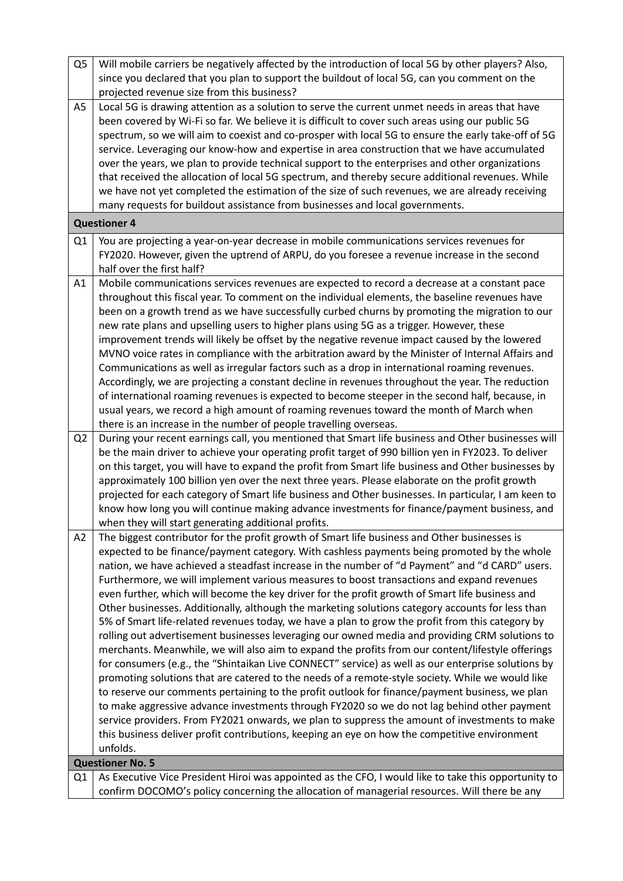| | |
|---|---|
| Q5 | Will mobile carriers be negatively affected by the introduction of local 5G by other players? Also, since you declared that you plan to support the buildout of local 5G, can you comment on the projected revenue size from this business? |
| A5 | Local 5G is drawing attention as a solution to serve the current unmet needs in areas that have been covered by Wi-Fi so far. We believe it is difficult to cover such areas using our public 5G spectrum, so we will aim to coexist and co-prosper with local 5G to ensure the early take-off of 5G service. Leveraging our know-how and expertise in area construction that we have accumulated over the years, we plan to provide technical support to the enterprises and other organizations that received the allocation of local 5G spectrum, and thereby secure additional revenues. While we have not yet completed the estimation of the size of such revenues, we are already receiving many requests for buildout assistance from businesses and local governments. |
| **Questioner 4** | |
| Q1 | You are projecting a year-on-year decrease in mobile communications services revenues for FY2020. However, given the uptrend of ARPU, do you foresee a revenue increase in the second half over the first half? |
| A1 | Mobile communications services revenues are expected to record a decrease at a constant pace throughout this fiscal year. To comment on the individual elements, the baseline revenues have been on a growth trend as we have successfully curbed churns by promoting the migration to our new rate plans and upselling users to higher plans using 5G as a trigger. However, these improvement trends will likely be offset by the negative revenue impact caused by the lowered MVNO voice rates in compliance with the arbitration award by the Minister of Internal Affairs and Communications as well as irregular factors such as a drop in international roaming revenues. Accordingly, we are projecting a constant decline in revenues throughout the year. The reduction of international roaming revenues is expected to become steeper in the second half, because, in usual years, we record a high amount of roaming revenues toward the month of March when there is an increase in the number of people travelling overseas. |
| Q2 | During your recent earnings call, you mentioned that Smart life business and Other businesses will be the main driver to achieve your operating profit target of 990 billion yen in FY2023. To deliver on this target, you will have to expand the profit from Smart life business and Other businesses by approximately 100 billion yen over the next three years. Please elaborate on the profit growth projected for each category of Smart life business and Other businesses. In particular, I am keen to know how long you will continue making advance investments for finance/payment business, and when they will start generating additional profits. |
| A2 | The biggest contributor for the profit growth of Smart life business and Other businesses is expected to be finance/payment category. With cashless payments being promoted by the whole nation, we have achieved a steadfast increase in the number of "d Payment" and "d CARD" users. Furthermore, we will implement various measures to boost transactions and expand revenues even further, which will become the key driver for the profit growth of Smart life business and Other businesses. Additionally, although the marketing solutions category accounts for less than 5% of Smart life-related revenues today, we have a plan to grow the profit from this category by rolling out advertisement businesses leveraging our owned media and providing CRM solutions to merchants. Meanwhile, we will also aim to expand the profits from our content/lifestyle offerings for consumers (e.g., the "Shintaikan Live CONNECT" service) as well as our enterprise solutions by promoting solutions that are catered to the needs of a remote-style society. While we would like to reserve our comments pertaining to the profit outlook for finance/payment business, we plan to make aggressive advance investments through FY2020 so we do not lag behind other payment service providers. From FY2021 onwards, we plan to suppress the amount of investments to make this business deliver profit contributions, keeping an eye on how the competitive environment unfolds. |
| **Questioner No. 5** | |
| Q1 | As Executive Vice President Hiroi was appointed as the CFO, I would like to take this opportunity to confirm DOCOMO's policy concerning the allocation of managerial resources. Will there be any |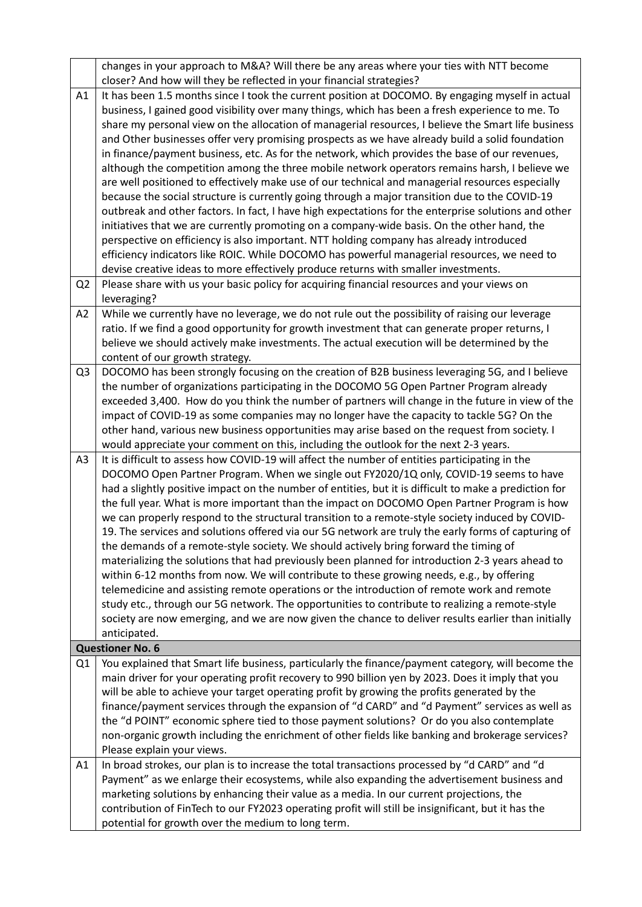| | |
|---|---|
| | changes in your approach to M&A? Will there be any areas where your ties with NTT become closer? And how will they be reflected in your financial strategies? |
| A1 | It has been 1.5 months since I took the current position at DOCOMO. By engaging myself in actual business, I gained good visibility over many things, which has been a fresh experience to me. To share my personal view on the allocation of managerial resources, I believe the Smart life business and Other businesses offer very promising prospects as we have already build a solid foundation in finance/payment business, etc. As for the network, which provides the base of our revenues, although the competition among the three mobile network operators remains harsh, I believe we are well positioned to effectively make use of our technical and managerial resources especially because the social structure is currently going through a major transition due to the COVID-19 outbreak and other factors. In fact, I have high expectations for the enterprise solutions and other initiatives that we are currently promoting on a company-wide basis. On the other hand, the perspective on efficiency is also important. NTT holding company has already introduced efficiency indicators like ROIC. While DOCOMO has powerful managerial resources, we need to devise creative ideas to more effectively produce returns with smaller investments. |
| Q2 | Please share with us your basic policy for acquiring financial resources and your views on leveraging? |
| A2 | While we currently have no leverage, we do not rule out the possibility of raising our leverage ratio. If we find a good opportunity for growth investment that can generate proper returns, I believe we should actively make investments. The actual execution will be determined by the content of our growth strategy. |
| Q3 | DOCOMO has been strongly focusing on the creation of B2B business leveraging 5G, and I believe the number of organizations participating in the DOCOMO 5G Open Partner Program already exceeded 3,400. How do you think the number of partners will change in the future in view of the impact of COVID-19 as some companies may no longer have the capacity to tackle 5G? On the other hand, various new business opportunities may arise based on the request from society. I would appreciate your comment on this, including the outlook for the next 2-3 years. |
| A3 | It is difficult to assess how COVID-19 will affect the number of entities participating in the DOCOMO Open Partner Program. When we single out FY2020/1Q only, COVID-19 seems to have had a slightly positive impact on the number of entities, but it is difficult to make a prediction for the full year. What is more important than the impact on DOCOMO Open Partner Program is how we can properly respond to the structural transition to a remote-style society induced by COVID-19. The services and solutions offered via our 5G network are truly the early forms of capturing of the demands of a remote-style society. We should actively bring forward the timing of materializing the solutions that had previously been planned for introduction 2-3 years ahead to within 6-12 months from now. We will contribute to these growing needs, e.g., by offering telemedicine and assisting remote operations or the introduction of remote work and remote study etc., through our 5G network. The opportunities to contribute to realizing a remote-style society are now emerging, and we are now given the chance to deliver results earlier than initially anticipated. |
| **Questioner No. 6** | |
| Q1 | You explained that Smart life business, particularly the finance/payment category, will become the main driver for your operating profit recovery to 990 billion yen by 2023. Does it imply that you will be able to achieve your target operating profit by growing the profits generated by the finance/payment services through the expansion of "d CARD" and "d Payment" services as well as the "d POINT" economic sphere tied to those payment solutions? Or do you also contemplate non-organic growth including the enrichment of other fields like banking and brokerage services? Please explain your views. |
| A1 | In broad strokes, our plan is to increase the total transactions processed by "d CARD" and "d Payment" as we enlarge their ecosystems, while also expanding the advertisement business and marketing solutions by enhancing their value as a media. In our current projections, the contribution of FinTech to our FY2023 operating profit will still be insignificant, but it has the potential for growth over the medium to long term. |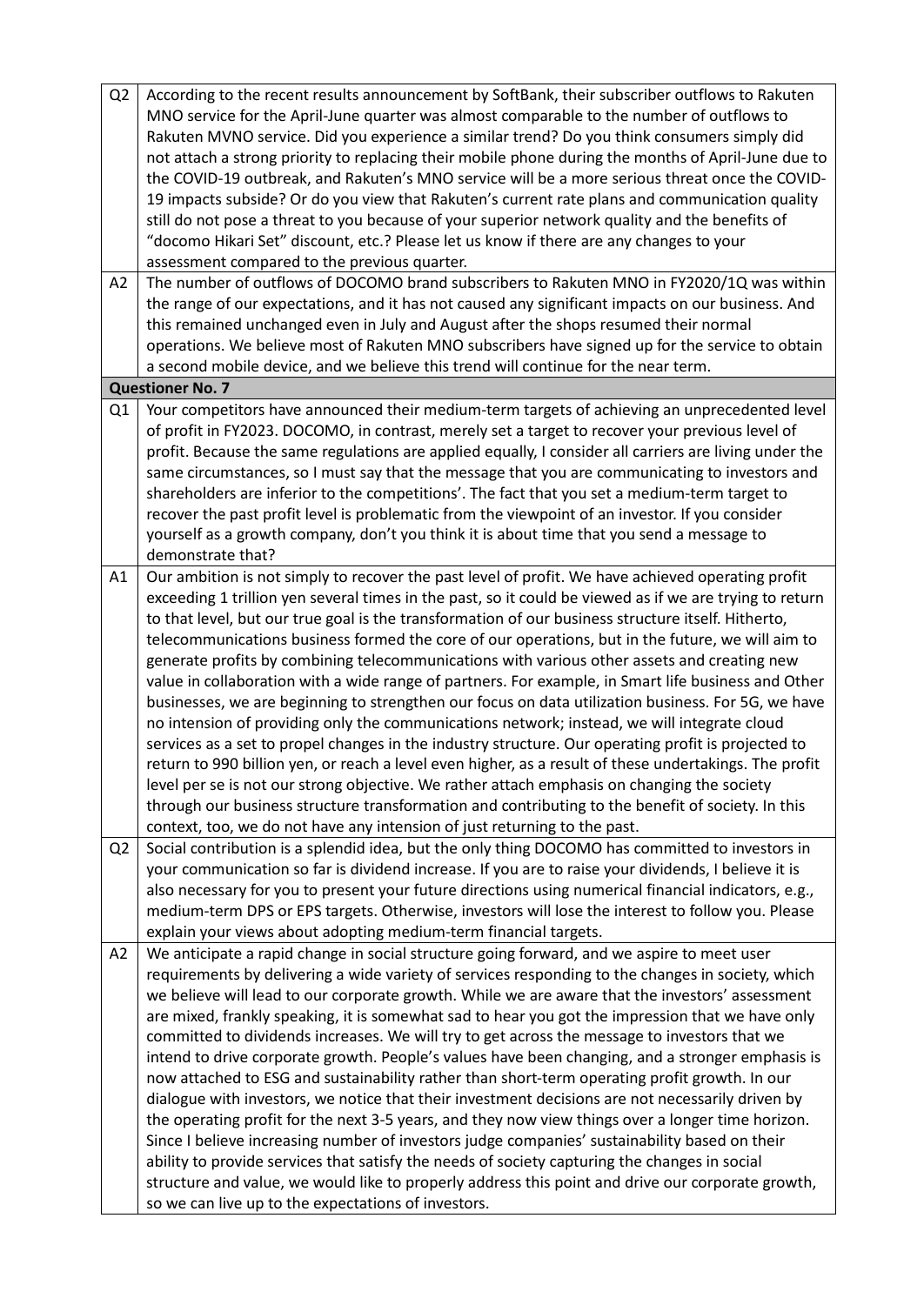| | |
|---|---|
| Q2 | According to the recent results announcement by SoftBank, their subscriber outflows to Rakuten MNO service for the April-June quarter was almost comparable to the number of outflows to Rakuten MVNO service. Did you experience a similar trend? Do you think consumers simply did not attach a strong priority to replacing their mobile phone during the months of April-June due to the COVID-19 outbreak, and Rakuten's MNO service will be a more serious threat once the COVID-19 impacts subside? Or do you view that Rakuten's current rate plans and communication quality still do not pose a threat to you because of your superior network quality and the benefits of "docomo Hikari Set" discount, etc.? Please let us know if there are any changes to your assessment compared to the previous quarter. |
| A2 | The number of outflows of DOCOMO brand subscribers to Rakuten MNO in FY2020/1Q was within the range of our expectations, and it has not caused any significant impacts on our business. And this remained unchanged even in July and August after the shops resumed their normal operations. We believe most of Rakuten MNO subscribers have signed up for the service to obtain a second mobile device, and we believe this trend will continue for the near term. |
| **Questioner No. 7** | |
| Q1 | Your competitors have announced their medium-term targets of achieving an unprecedented level of profit in FY2023. DOCOMO, in contrast, merely set a target to recover your previous level of profit. Because the same regulations are applied equally, I consider all carriers are living under the same circumstances, so I must say that the message that you are communicating to investors and shareholders are inferior to the competitions'. The fact that you set a medium-term target to recover the past profit level is problematic from the viewpoint of an investor. If you consider yourself as a growth company, don't you think it is about time that you send a message to demonstrate that? |
| A1 | Our ambition is not simply to recover the past level of profit. We have achieved operating profit exceeding 1 trillion yen several times in the past, so it could be viewed as if we are trying to return to that level, but our true goal is the transformation of our business structure itself. Hitherto, telecommunications business formed the core of our operations, but in the future, we will aim to generate profits by combining telecommunications with various other assets and creating new value in collaboration with a wide range of partners. For example, in Smart life business and Other businesses, we are beginning to strengthen our focus on data utilization business. For 5G, we have no intension of providing only the communications network; instead, we will integrate cloud services as a set to propel changes in the industry structure. Our operating profit is projected to return to 990 billion yen, or reach a level even higher, as a result of these undertakings. The profit level per se is not our strong objective. We rather attach emphasis on changing the society through our business structure transformation and contributing to the benefit of society. In this context, too, we do not have any intension of just returning to the past. |
| Q2 | Social contribution is a splendid idea, but the only thing DOCOMO has committed to investors in your communication so far is dividend increase. If you are to raise your dividends, I believe it is also necessary for you to present your future directions using numerical financial indicators, e.g., medium-term DPS or EPS targets. Otherwise, investors will lose the interest to follow you. Please explain your views about adopting medium-term financial targets. |
| A2 | We anticipate a rapid change in social structure going forward, and we aspire to meet user requirements by delivering a wide variety of services responding to the changes in society, which we believe will lead to our corporate growth. While we are aware that the investors' assessment are mixed, frankly speaking, it is somewhat sad to hear you got the impression that we have only committed to dividends increases. We will try to get across the message to investors that we intend to drive corporate growth. People's values have been changing, and a stronger emphasis is now attached to ESG and sustainability rather than short-term operating profit growth. In our dialogue with investors, we notice that their investment decisions are not necessarily driven by the operating profit for the next 3-5 years, and they now view things over a longer time horizon. Since I believe increasing number of investors judge companies' sustainability based on their ability to provide services that satisfy the needs of society capturing the changes in social structure and value, we would like to properly address this point and drive our corporate growth, so we can live up to the expectations of investors. |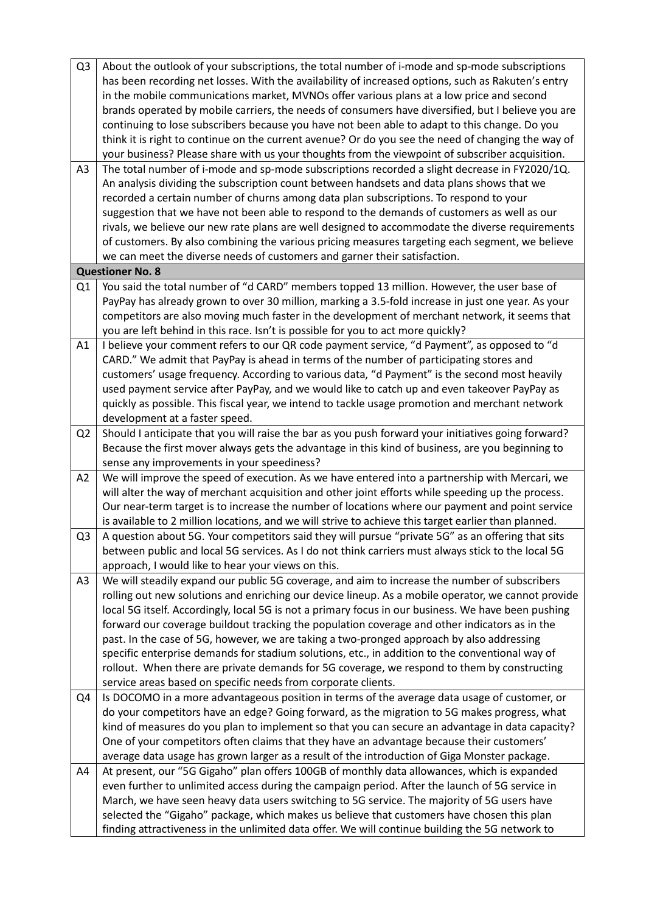| | |
|---|---|
| Q3 | About the outlook of your subscriptions, the total number of i-mode and sp-mode subscriptions has been recording net losses. With the availability of increased options, such as Rakuten's entry in the mobile communications market, MVNOs offer various plans at a low price and second brands operated by mobile carriers, the needs of consumers have diversified, but I believe you are continuing to lose subscribers because you have not been able to adapt to this change. Do you think it is right to continue on the current avenue? Or do you see the need of changing the way of your business? Please share with us your thoughts from the viewpoint of subscriber acquisition. |
| A3 | The total number of i-mode and sp-mode subscriptions recorded a slight decrease in FY2020/1Q. An analysis dividing the subscription count between handsets and data plans shows that we recorded a certain number of churns among data plan subscriptions. To respond to your suggestion that we have not been able to respond to the demands of customers as well as our rivals, we believe our new rate plans are well designed to accommodate the diverse requirements of customers. By also combining the various pricing measures targeting each segment, we believe we can meet the diverse needs of customers and garner their satisfaction. |
| **Questioner No. 8** | |
| Q1 | You said the total number of "d CARD" members topped 13 million. However, the user base of PayPay has already grown to over 30 million, marking a 3.5-fold increase in just one year. As your competitors are also moving much faster in the development of merchant network, it seems that you are left behind in this race. Isn't is possible for you to act more quickly? |
| A1 | I believe your comment refers to our QR code payment service, "d Payment", as opposed to "d CARD." We admit that PayPay is ahead in terms of the number of participating stores and customers' usage frequency. According to various data, "d Payment" is the second most heavily used payment service after PayPay, and we would like to catch up and even takeover PayPay as quickly as possible. This fiscal year, we intend to tackle usage promotion and merchant network development at a faster speed. |
| Q2 | Should I anticipate that you will raise the bar as you push forward your initiatives going forward? Because the first mover always gets the advantage in this kind of business, are you beginning to sense any improvements in your speediness? |
| A2 | We will improve the speed of execution. As we have entered into a partnership with Mercari, we will alter the way of merchant acquisition and other joint efforts while speeding up the process. Our near-term target is to increase the number of locations where our payment and point service is available to 2 million locations, and we will strive to achieve this target earlier than planned. |
| Q3 | A question about 5G. Your competitors said they will pursue "private 5G" as an offering that sits between public and local 5G services. As I do not think carriers must always stick to the local 5G approach, I would like to hear your views on this. |
| A3 | We will steadily expand our public 5G coverage, and aim to increase the number of subscribers rolling out new solutions and enriching our device lineup. As a mobile operator, we cannot provide local 5G itself. Accordingly, local 5G is not a primary focus in our business. We have been pushing forward our coverage buildout tracking the population coverage and other indicators as in the past. In the case of 5G, however, we are taking a two-pronged approach by also addressing specific enterprise demands for stadium solutions, etc., in addition to the conventional way of rollout. When there are private demands for 5G coverage, we respond to them by constructing service areas based on specific needs from corporate clients. |
| Q4 | Is DOCOMO in a more advantageous position in terms of the average data usage of customer, or do your competitors have an edge? Going forward, as the migration to 5G makes progress, what kind of measures do you plan to implement so that you can secure an advantage in data capacity? One of your competitors often claims that they have an advantage because their customers' average data usage has grown larger as a result of the introduction of Giga Monster package. |
| A4 | At present, our "5G Gigaho" plan offers 100GB of monthly data allowances, which is expanded even further to unlimited access during the campaign period. After the launch of 5G service in March, we have seen heavy data users switching to 5G service. The majority of 5G users have selected the "Gigaho" package, which makes us believe that customers have chosen this plan finding attractiveness in the unlimited data offer. We will continue building the 5G network to |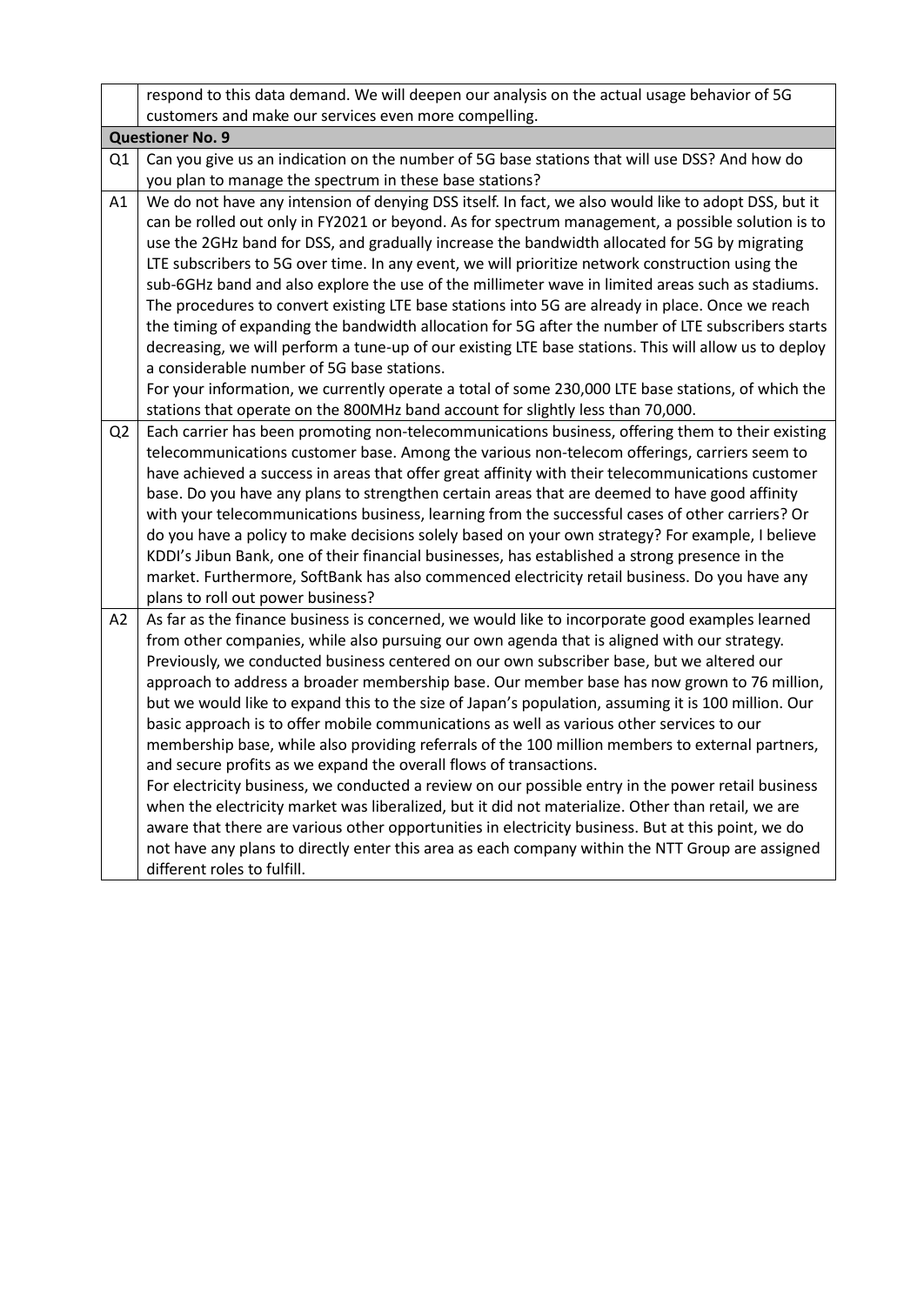| | |
|---|---|
| | respond to this data demand. We will deepen our analysis on the actual usage behavior of 5G customers and make our services even more compelling. |
| **Questioner No. 9** | |
| Q1 | Can you give us an indication on the number of 5G base stations that will use DSS? And how do you plan to manage the spectrum in these base stations? |
| A1 | We do not have any intension of denying DSS itself. In fact, we also would like to adopt DSS, but it can be rolled out only in FY2021 or beyond. As for spectrum management, a possible solution is to use the 2GHz band for DSS, and gradually increase the bandwidth allocated for 5G by migrating LTE subscribers to 5G over time. In any event, we will prioritize network construction using the sub-6GHz band and also explore the use of the millimeter wave in limited areas such as stadiums. The procedures to convert existing LTE base stations into 5G are already in place. Once we reach the timing of expanding the bandwidth allocation for 5G after the number of LTE subscribers starts decreasing, we will perform a tune-up of our existing LTE base stations. This will allow us to deploy a considerable number of 5G base stations.<br>For your information, we currently operate a total of some 230,000 LTE base stations, of which the stations that operate on the 800MHz band account for slightly less than 70,000. |
| Q2 | Each carrier has been promoting non-telecommunications business, offering them to their existing telecommunications customer base. Among the various non-telecom offerings, carriers seem to have achieved a success in areas that offer great affinity with their telecommunications customer base. Do you have any plans to strengthen certain areas that are deemed to have good affinity with your telecommunications business, learning from the successful cases of other carriers? Or do you have a policy to make decisions solely based on your own strategy? For example, I believe KDDI's Jibun Bank, one of their financial businesses, has established a strong presence in the market. Furthermore, SoftBank has also commenced electricity retail business. Do you have any plans to roll out power business? |
| A2 | As far as the finance business is concerned, we would like to incorporate good examples learned from other companies, while also pursuing our own agenda that is aligned with our strategy. Previously, we conducted business centered on our own subscriber base, but we altered our approach to address a broader membership base. Our member base has now grown to 76 million, but we would like to expand this to the size of Japan's population, assuming it is 100 million. Our basic approach is to offer mobile communications as well as various other services to our membership base, while also providing referrals of the 100 million members to external partners, and secure profits as we expand the overall flows of transactions.<br>For electricity business, we conducted a review on our possible entry in the power retail business when the electricity market was liberalized, but it did not materialize. Other than retail, we are aware that there are various other opportunities in electricity business. But at this point, we do not have any plans to directly enter this area as each company within the NTT Group are assigned different roles to fulfill. |